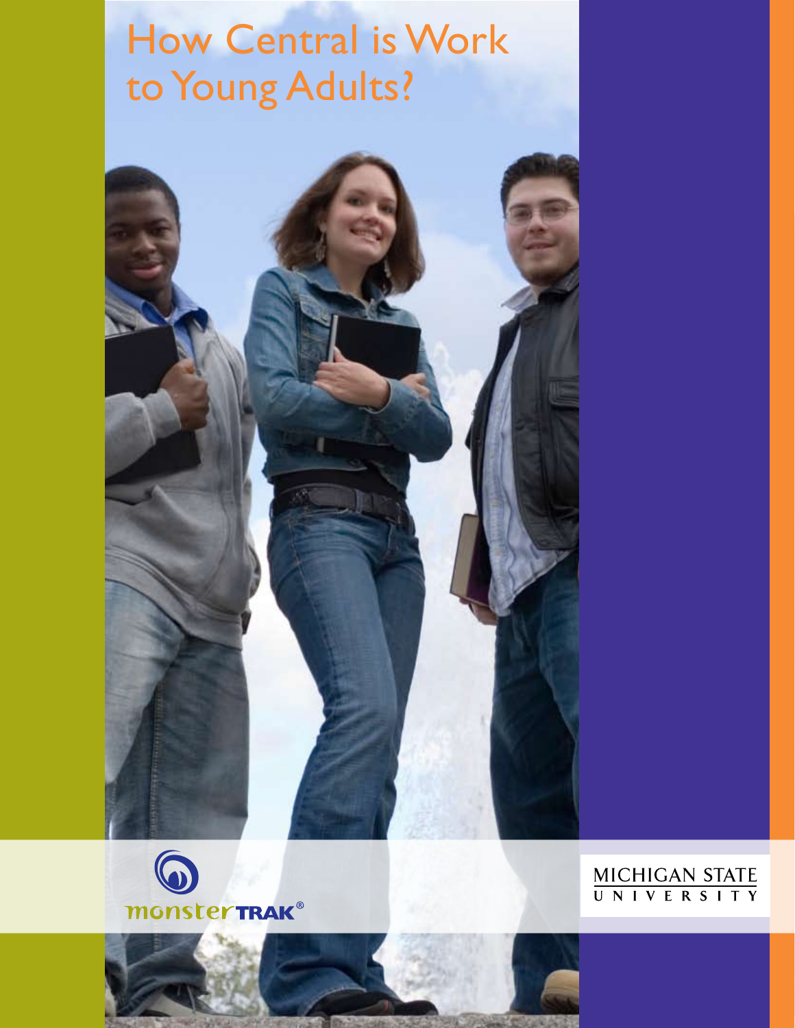# How Central is Work to Young Adults?

monsterTRAK®

MICHIGAN STATE UNIVERSITY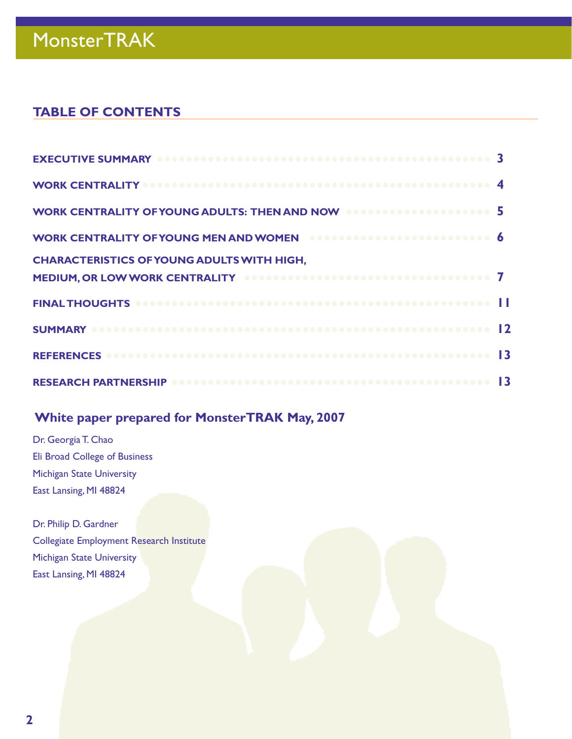# MonsterTRAK

## TABLE OF CONTENTS

| Section | Page |
|---|---|
| EXECUTIVE SUMMARY | 3 |
| WORK CENTRALITY | 4 |
| WORK CENTRALITY OF YOUNG ADULTS: THEN AND NOW | 5 |
| WORK CENTRALITY OF YOUNG MEN AND WOMEN | 6 |
| CHARACTERISTICS OF YOUNG ADULTS WITH HIGH, MEDIUM, OR LOW WORK CENTRALITY | 7 |
| FINAL THOUGHTS | 11 |
| SUMMARY | 12 |
| REFERENCES | 13 |
| RESEARCH PARTNERSHIP | 13 |

### White paper prepared for MonsterTRAK May, 2007

Dr. Georgia T. Chao
Eli Broad College of Business
Michigan State University
East Lansing, MI 48824

Dr. Philip D. Gardner
Collegiate Employment Research Institute
Michigan State University
East Lansing, MI 48824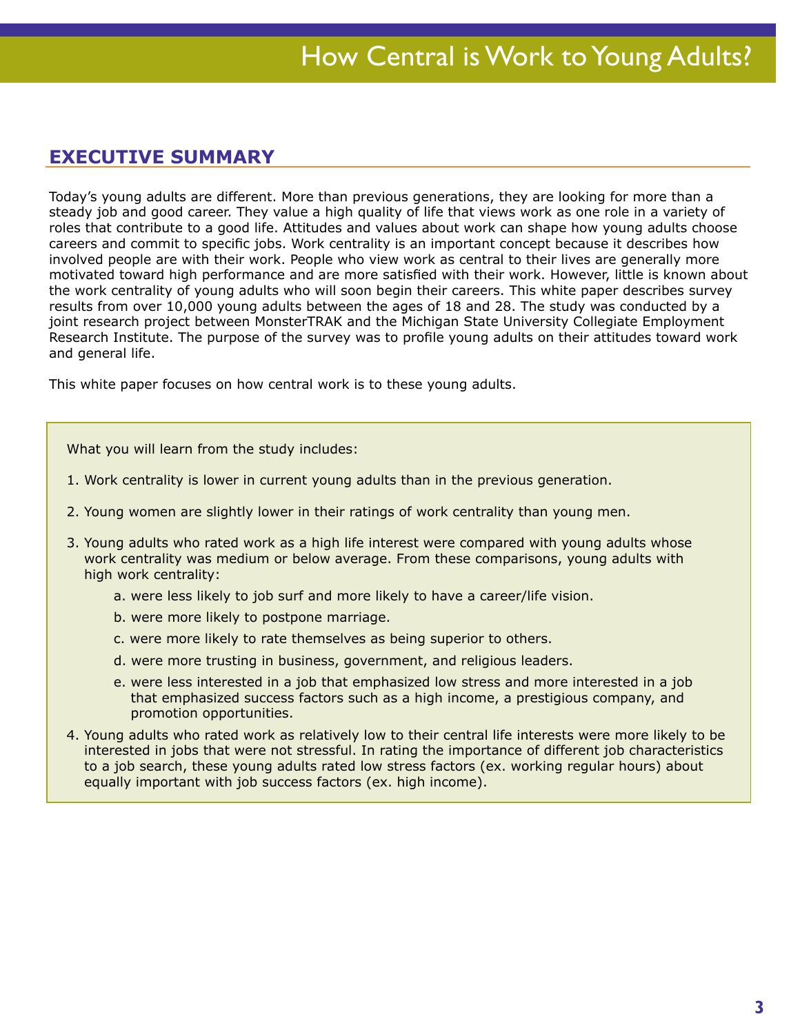# How Central is Work to Young Adults?

## EXECUTIVE SUMMARY

Today's young adults are different. More than previous generations, they are looking for more than a steady job and good career. They value a high quality of life that views work as one role in a variety of roles that contribute to a good life. Attitudes and values about work can shape how young adults choose careers and commit to specific jobs. Work centrality is an important concept because it describes how involved people are with their work. People who view work as central to their lives are generally more motivated toward high performance and are more satisfied with their work. However, little is known about the work centrality of young adults who will soon begin their careers. This white paper describes survey results from over 10,000 young adults between the ages of 18 and 28. The study was conducted by a joint research project between MonsterTRAK and the Michigan State University Collegiate Employment Research Institute. The purpose of the survey was to profile young adults on their attitudes toward work and general life.

This white paper focuses on how central work is to these young adults.

What you will learn from the study includes:

1. Work centrality is lower in current young adults than in the previous generation.
2. Young women are slightly lower in their ratings of work centrality than young men.
3. Young adults who rated work as a high life interest were compared with young adults whose work centrality was medium or below average. From these comparisons, young adults with high work centrality:
   a. were less likely to job surf and more likely to have a career/life vision.
   b. were more likely to postpone marriage.
   c. were more likely to rate themselves as being superior to others.
   d. were more trusting in business, government, and religious leaders.
   e. were less interested in a job that emphasized low stress and more interested in a job that emphasized success factors such as a high income, a prestigious company, and promotion opportunities.
4. Young adults who rated work as relatively low to their central life interests were more likely to be interested in jobs that were not stressful. In rating the importance of different job characteristics to a job search, these young adults rated low stress factors (ex. working regular hours) about equally important with job success factors (ex. high income).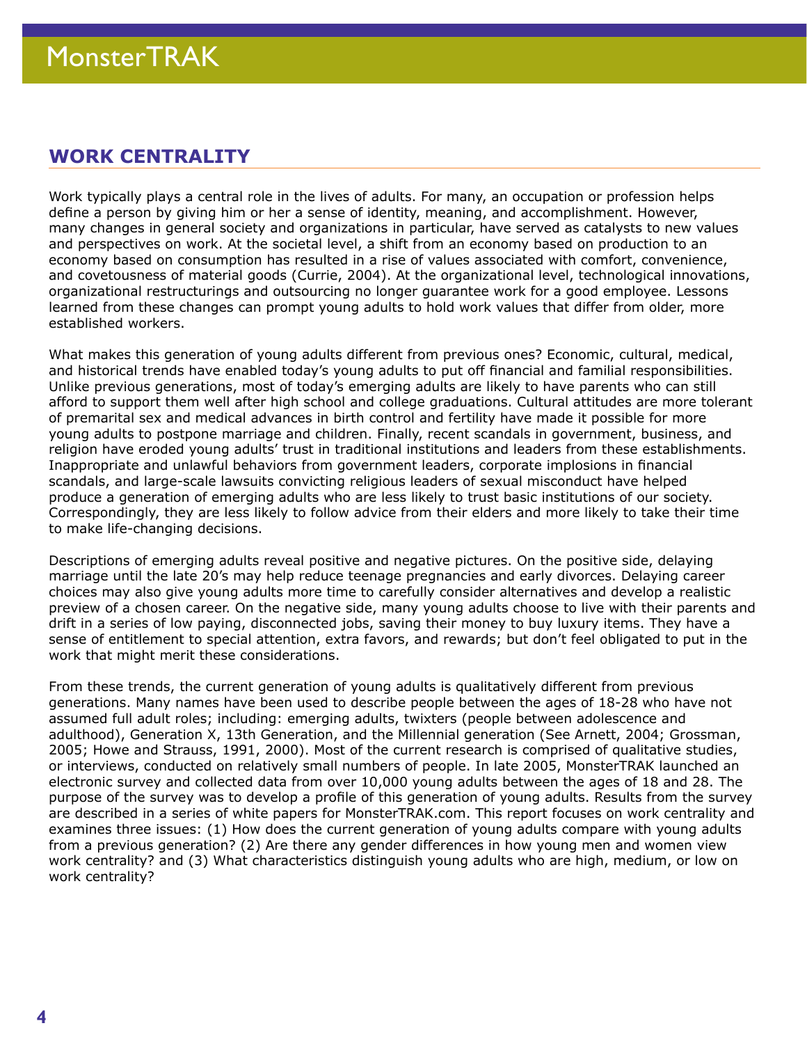## WORK CENTRALITY

Work typically plays a central role in the lives of adults. For many, an occupation or profession helps define a person by giving him or her a sense of identity, meaning, and accomplishment. However, many changes in general society and organizations in particular, have served as catalysts to new values and perspectives on work. At the societal level, a shift from an economy based on production to an economy based on consumption has resulted in a rise of values associated with comfort, convenience, and covetousness of material goods (Currie, 2004). At the organizational level, technological innovations, organizational restructurings and outsourcing no longer guarantee work for a good employee. Lessons learned from these changes can prompt young adults to hold work values that differ from older, more established workers.

What makes this generation of young adults different from previous ones? Economic, cultural, medical, and historical trends have enabled today's young adults to put off financial and familial responsibilities. Unlike previous generations, most of today's emerging adults are likely to have parents who can still afford to support them well after high school and college graduations. Cultural attitudes are more tolerant of premarital sex and medical advances in birth control and fertility have made it possible for more young adults to postpone marriage and children. Finally, recent scandals in government, business, and religion have eroded young adults' trust in traditional institutions and leaders from these establishments. Inappropriate and unlawful behaviors from government leaders, corporate implosions in financial scandals, and large-scale lawsuits convicting religious leaders of sexual misconduct have helped produce a generation of emerging adults who are less likely to trust basic institutions of our society. Correspondingly, they are less likely to follow advice from their elders and more likely to take their time to make life-changing decisions.

Descriptions of emerging adults reveal positive and negative pictures. On the positive side, delaying marriage until the late 20's may help reduce teenage pregnancies and early divorces. Delaying career choices may also give young adults more time to carefully consider alternatives and develop a realistic preview of a chosen career. On the negative side, many young adults choose to live with their parents and drift in a series of low paying, disconnected jobs, saving their money to buy luxury items. They have a sense of entitlement to special attention, extra favors, and rewards; but don't feel obligated to put in the work that might merit these considerations.

From these trends, the current generation of young adults is qualitatively different from previous generations. Many names have been used to describe people between the ages of 18-28 who have not assumed full adult roles; including: emerging adults, twixters (people between adolescence and adulthood), Generation X, 13th Generation, and the Millennial generation (See Arnett, 2004; Grossman, 2005; Howe and Strauss, 1991, 2000). Most of the current research is comprised of qualitative studies, or interviews, conducted on relatively small numbers of people. In late 2005, MonsterTRAK launched an electronic survey and collected data from over 10,000 young adults between the ages of 18 and 28. The purpose of the survey was to develop a profile of this generation of young adults. Results from the survey are described in a series of white papers for MonsterTRAK.com. This report focuses on work centrality and examines three issues: (1) How does the current generation of young adults compare with young adults from a previous generation? (2) Are there any gender differences in how young men and women view work centrality? and (3) What characteristics distinguish young adults who are high, medium, or low on work centrality?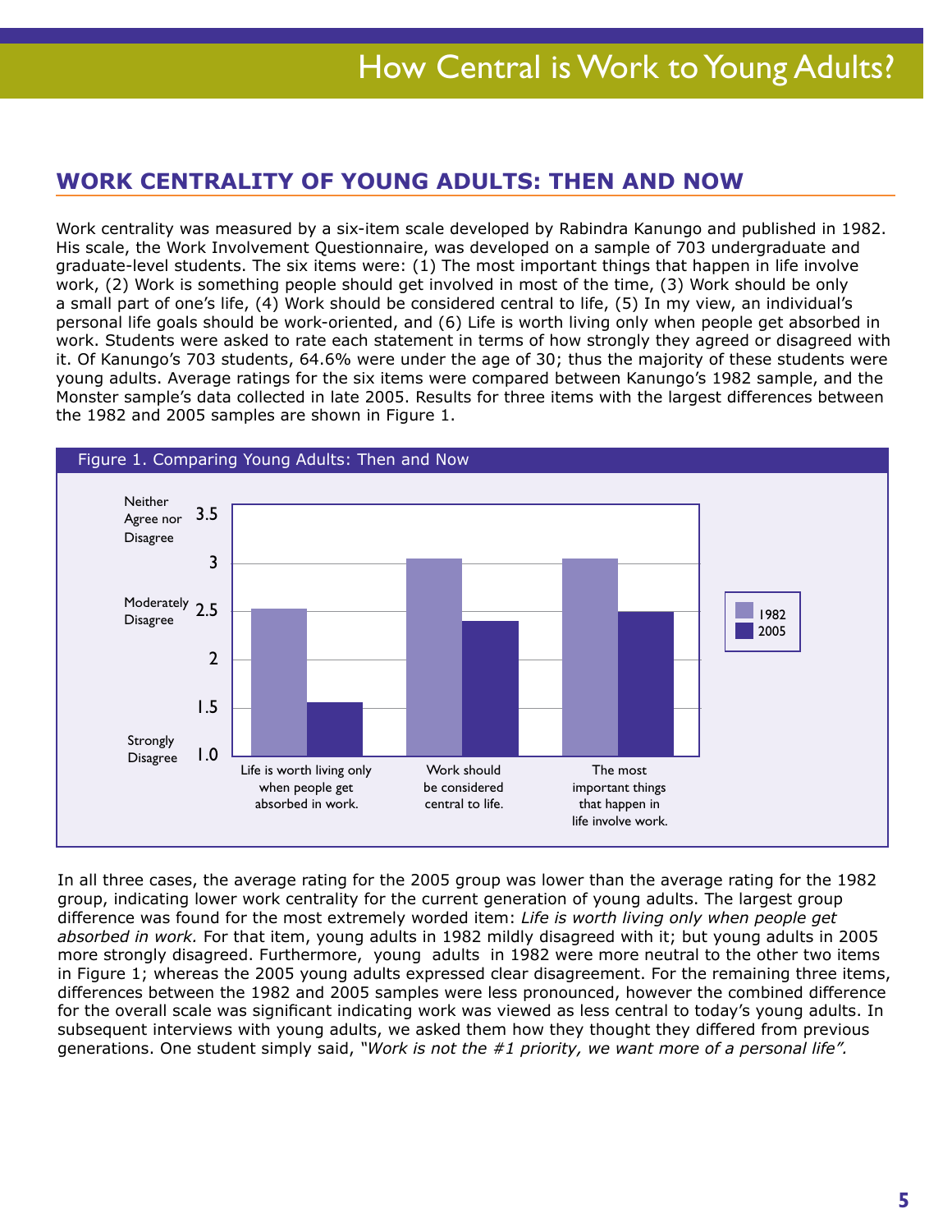# How Central is Work to Young Adults?

## WORK CENTRALITY OF YOUNG ADULTS: THEN AND NOW

Work centrality was measured by a six-item scale developed by Rabindra Kanungo and published in 1982. His scale, the Work Involvement Questionnaire, was developed on a sample of 703 undergraduate and graduate-level students. The six items were: (1) The most important things that happen in life involve work, (2) Work is something people should get involved in most of the time, (3) Work should be only a small part of one's life, (4) Work should be considered central to life, (5) In my view, an individual's personal life goals should be work-oriented, and (6) Life is worth living only when people get absorbed in work. Students were asked to rate each statement in terms of how strongly they agreed or disagreed with it. Of Kanungo's 703 students, 64.6% were under the age of 30; thus the majority of these students were young adults. Average ratings for the six items were compared between Kanungo's 1982 sample, and the Monster sample's data collected in late 2005. Results for three items with the largest differences between the 1982 and 2005 samples are shown in Figure 1.

Figure 1. Comparing Young Adults: Then and Now

Neither Agree nor Disagree
3.5
3
Moderately Disagree 2.5
2
1.5
Strongly Disagree 1.0

Life is worth living only when people get absorbed in work.
Work should be considered central to life.
The most important things that happen in life involve work.

1982
2005

In all three cases, the average rating for the 2005 group was lower than the average rating for the 1982 group, indicating lower work centrality for the current generation of young adults. The largest group difference was found for the most extremely worded item: *Life is worth living only when people get absorbed in work.* For that item, young adults in 1982 mildly disagreed with it; but young adults in 2005 more strongly disagreed. Furthermore, young adults in 1982 were more neutral to the other two items in Figure 1; whereas the 2005 young adults expressed clear disagreement. For the remaining three items, differences between the 1982 and 2005 samples were less pronounced, however the combined difference for the overall scale was significant indicating work was viewed as less central to today's young adults. In subsequent interviews with young adults, we asked them how they thought they differed from previous generations. One student simply said, *"Work is not the #1 priority, we want more of a personal life".*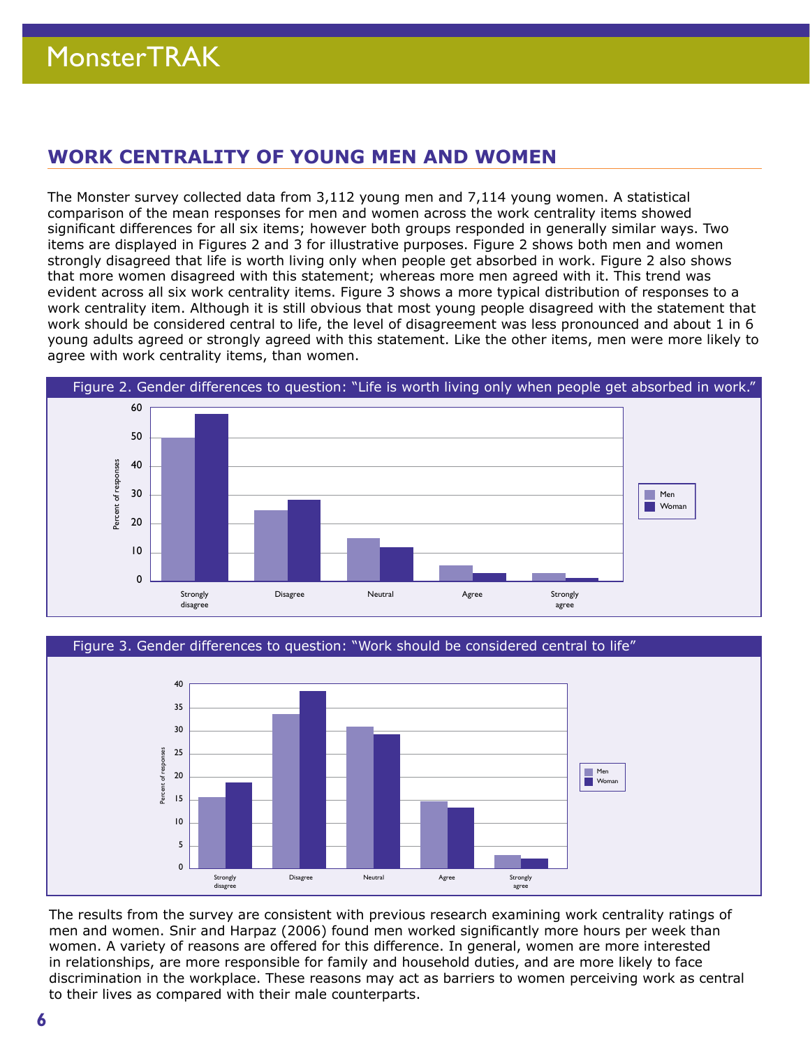## WORK CENTRALITY OF YOUNG MEN AND WOMEN

The Monster survey collected data from 3,112 young men and 7,114 young women. A statistical comparison of the mean responses for men and women across the work centrality items showed significant differences for all six items; however both groups responded in generally similar ways. Two items are displayed in Figures 2 and 3 for illustrative purposes. Figure 2 shows both men and women strongly disagreed that life is worth living only when people get absorbed in work. Figure 2 also shows that more women disagreed with this statement; whereas more men agreed with it. This trend was evident across all six work centrality items. Figure 3 shows a more typical distribution of responses to a work centrality item. Although it is still obvious that most young people disagreed with the statement that work should be considered central to life, the level of disagreement was less pronounced and about 1 in 6 young adults agreed or strongly agreed with this statement. Like the other items, men were more likely to agree with work centrality items, than women.

Figure 2. Gender differences to question: "Life is worth living only when people get absorbed in work."

Percent of responses
0
10
20
30
40
50
60
Strongly disagree
Disagree
Neutral
Agree
Strongly agree
Men
Woman

Figure 3. Gender differences to question: "Work should be considered central to life"

Percent of responses
0
5
10
15
20
25
30
35
40
Strongly disagree
Disagree
Neutral
Agree
Strongly agree
Men
Woman

The results from the survey are consistent with previous research examining work centrality ratings of men and women. Snir and Harpaz (2006) found men worked significantly more hours per week than women. A variety of reasons are offered for this difference. In general, women are more interested in relationships, are more responsible for family and household duties, and are more likely to face discrimination in the workplace. These reasons may act as barriers to women perceiving work as central to their lives as compared with their male counterparts.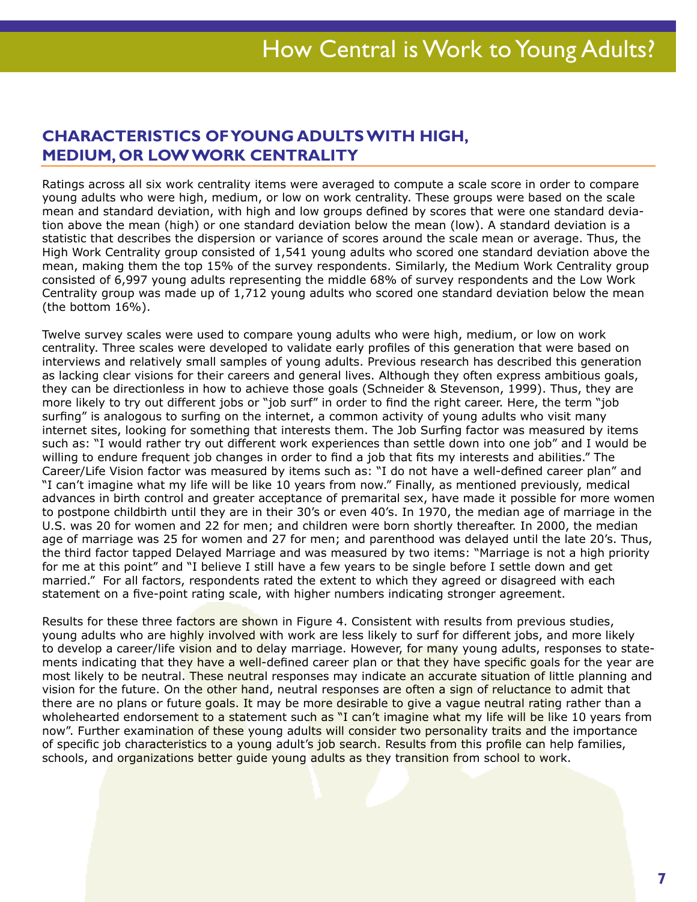## CHARACTERISTICS OF YOUNG ADULTS WITH HIGH, MEDIUM, OR LOW WORK CENTRALITY

Ratings across all six work centrality items were averaged to compute a scale score in order to compare young adults who were high, medium, or low on work centrality. These groups were based on the scale mean and standard deviation, with high and low groups defined by scores that were one standard deviation above the mean (high) or one standard deviation below the mean (low). A standard deviation is a statistic that describes the dispersion or variance of scores around the scale mean or average. Thus, the High Work Centrality group consisted of 1,541 young adults who scored one standard deviation above the mean, making them the top 15% of the survey respondents. Similarly, the Medium Work Centrality group consisted of 6,997 young adults representing the middle 68% of survey respondents and the Low Work Centrality group was made up of 1,712 young adults who scored one standard deviation below the mean (the bottom 16%).

Twelve survey scales were used to compare young adults who were high, medium, or low on work centrality. Three scales were developed to validate early profiles of this generation that were based on interviews and relatively small samples of young adults. Previous research has described this generation as lacking clear visions for their careers and general lives. Although they often express ambitious goals, they can be directionless in how to achieve those goals (Schneider & Stevenson, 1999). Thus, they are more likely to try out different jobs or "job surf" in order to find the right career. Here, the term "job surfing" is analogous to surfing on the internet, a common activity of young adults who visit many internet sites, looking for something that interests them. The Job Surfing factor was measured by items such as: "I would rather try out different work experiences than settle down into one job" and I would be willing to endure frequent job changes in order to find a job that fits my interests and abilities." The Career/Life Vision factor was measured by items such as: "I do not have a well-defined career plan" and "I can't imagine what my life will be like 10 years from now." Finally, as mentioned previously, medical advances in birth control and greater acceptance of premarital sex, have made it possible for more women to postpone childbirth until they are in their 30's or even 40's. In 1970, the median age of marriage in the U.S. was 20 for women and 22 for men; and children were born shortly thereafter. In 2000, the median age of marriage was 25 for women and 27 for men; and parenthood was delayed until the late 20's. Thus, the third factor tapped Delayed Marriage and was measured by two items: "Marriage is not a high priority for me at this point" and "I believe I still have a few years to be single before I settle down and get married." For all factors, respondents rated the extent to which they agreed or disagreed with each statement on a five-point rating scale, with higher numbers indicating stronger agreement.

Results for these three factors are shown in Figure 4. Consistent with results from previous studies, young adults who are highly involved with work are less likely to surf for different jobs, and more likely to develop a career/life vision and to delay marriage. However, for many young adults, responses to statements indicating that they have a well-defined career plan or that they have specific goals for the year are most likely to be neutral. These neutral responses may indicate an accurate situation of little planning and vision for the future. On the other hand, neutral responses are often a sign of reluctance to admit that there are no plans or future goals. It may be more desirable to give a vague neutral rating rather than a wholehearted endorsement to a statement such as "I can't imagine what my life will be like 10 years from now". Further examination of these young adults will consider two personality traits and the importance of specific job characteristics to a young adult's job search. Results from this profile can help families, schools, and organizations better guide young adults as they transition from school to work.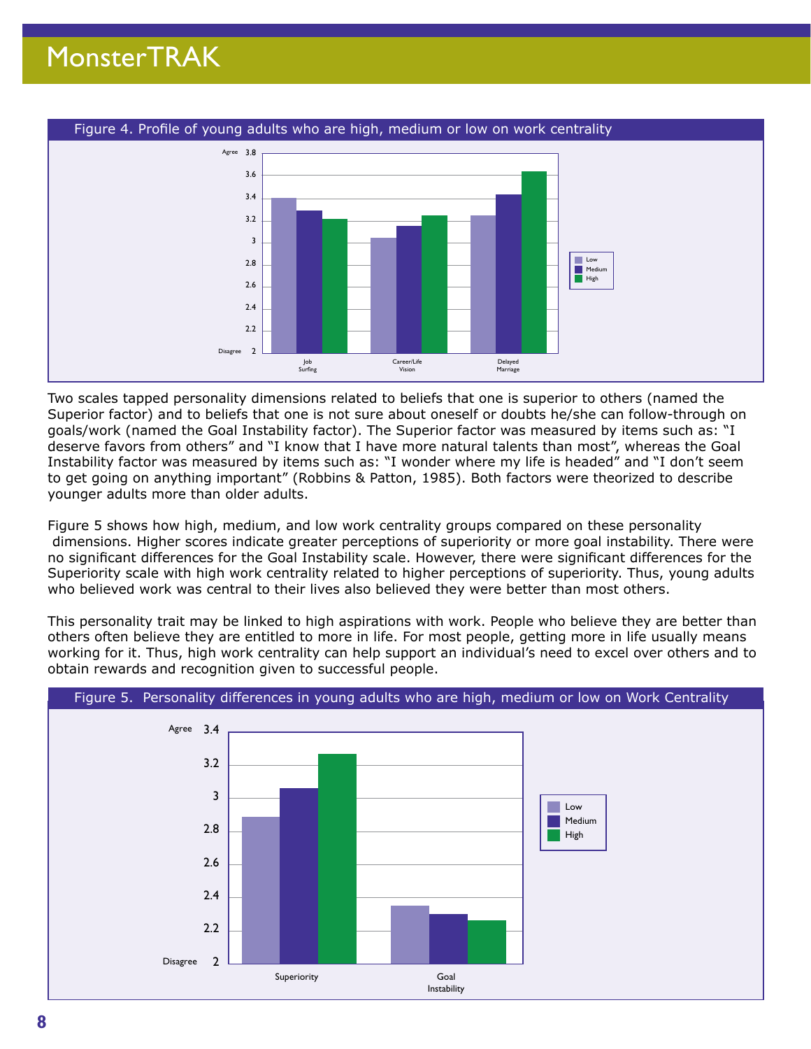Figure 4. Profile of young adults who are high, medium or low on work centrality

Agree 3.8
3.6
3.4
3.2
3
2.8
2.6
2.4
2.2
Disagree 2

Job Surfing
Career/Life Vision
Delayed Marriage

Low
Medium
High

Two scales tapped personality dimensions related to beliefs that one is superior to others (named the Superior factor) and to beliefs that one is not sure about oneself or doubts he/she can follow-through on goals/work (named the Goal Instability factor). The Superior factor was measured by items such as: "I deserve favors from others" and "I know that I have more natural talents than most", whereas the Goal Instability factor was measured by items such as: "I wonder where my life is headed" and "I don't seem to get going on anything important" (Robbins & Patton, 1985). Both factors were theorized to describe younger adults more than older adults.

Figure 5 shows how high, medium, and low work centrality groups compared on these personality dimensions. Higher scores indicate greater perceptions of superiority or more goal instability. There were no significant differences for the Goal Instability scale. However, there were significant differences for the Superiority scale with high work centrality related to higher perceptions of superiority. Thus, young adults who believed work was central to their lives also believed they were better than most others.

This personality trait may be linked to high aspirations with work. People who believe they are better than others often believe they are entitled to more in life. For most people, getting more in life usually means working for it. Thus, high work centrality can help support an individual's need to excel over others and to obtain rewards and recognition given to successful people.

Figure 5. Personality differences in young adults who are high, medium or low on Work Centrality

Agree 3.4
3.2
3
2.8
2.6
2.4
2.2
Disagree 2

Superiority
Goal Instability

Low
Medium
High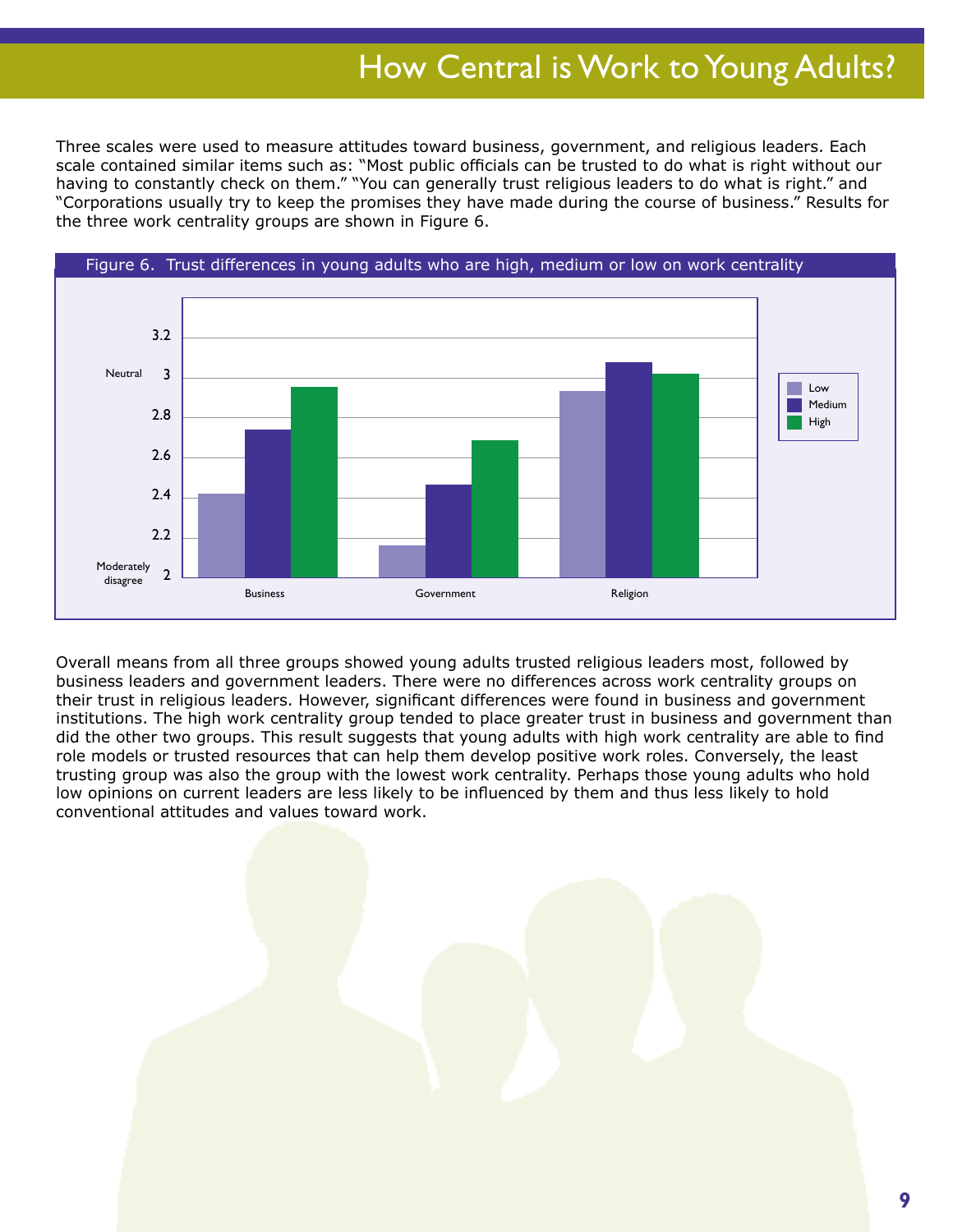# How Central is Work to Young Adults?

Three scales were used to measure attitudes toward business, government, and religious leaders. Each scale contained similar items such as: "Most public officials can be trusted to do what is right without our having to constantly check on them." "You can generally trust religious leaders to do what is right." and "Corporations usually try to keep the promises they have made during the course of business." Results for the three work centrality groups are shown in Figure 6.

Figure 6. Trust differences in young adults who are high, medium or low on work centrality

3.2
Neutral 3
2.8
2.6
2.4
2.2
Moderately disagree 2

Business
Government
Religion

Low
Medium
High

Overall means from all three groups showed young adults trusted religious leaders most, followed by business leaders and government leaders. There were no differences across work centrality groups on their trust in religious leaders. However, significant differences were found in business and government institutions. The high work centrality group tended to place greater trust in business and government than did the other two groups. This result suggests that young adults with high work centrality are able to find role models or trusted resources that can help them develop positive work roles. Conversely, the least trusting group was also the group with the lowest work centrality. Perhaps those young adults who hold low opinions on current leaders are less likely to be influenced by them and thus less likely to hold conventional attitudes and values toward work.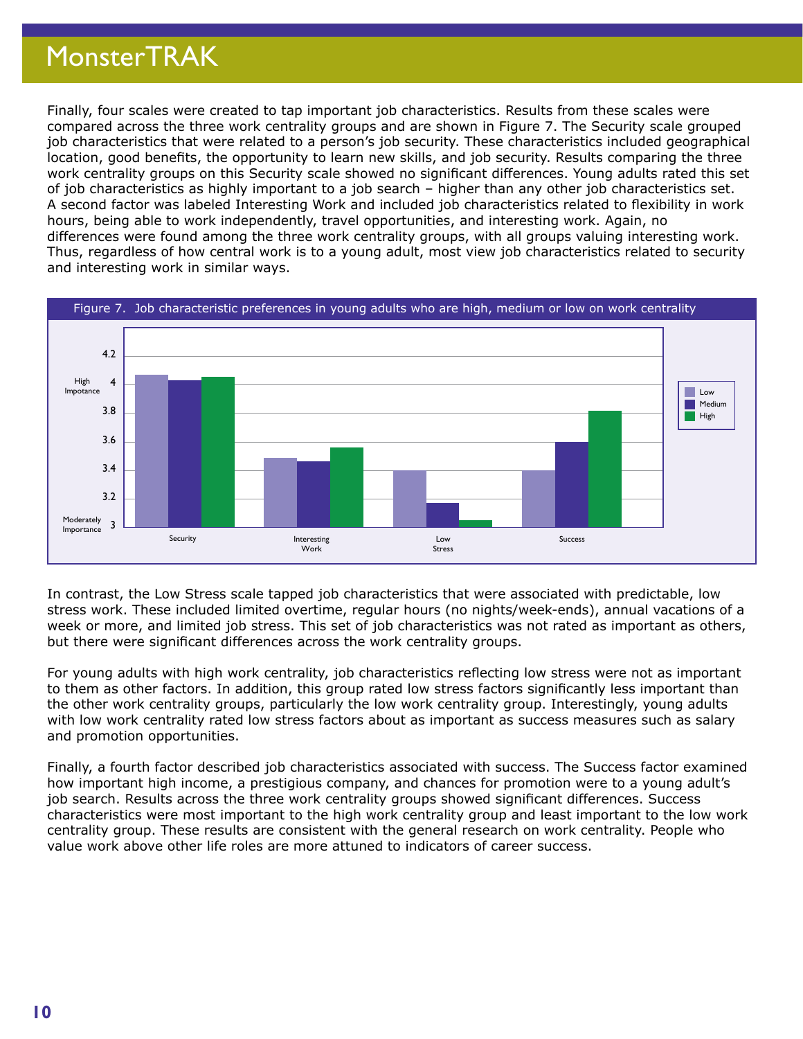Finally, four scales were created to tap important job characteristics. Results from these scales were compared across the three work centrality groups and are shown in Figure 7. The Security scale grouped job characteristics that were related to a person's job security. These characteristics included geographical location, good benefits, the opportunity to learn new skills, and job security. Results comparing the three work centrality groups on this Security scale showed no significant differences. Young adults rated this set of job characteristics as highly important to a job search – higher than any other job characteristics set. A second factor was labeled Interesting Work and included job characteristics related to flexibility in work hours, being able to work independently, travel opportunities, and interesting work. Again, no differences were found among the three work centrality groups, with all groups valuing interesting work. Thus, regardless of how central work is to a young adult, most view job characteristics related to security and interesting work in similar ways.

Figure 7. Job characteristic preferences in young adults who are high, medium or low on work centrality

4.2
High Impotance 4
3.8
3.6
3.4
3.2
Moderately Importance 3

Security
Interesting Work
Low Stress
Success

Low
Medium
High

In contrast, the Low Stress scale tapped job characteristics that were associated with predictable, low stress work. These included limited overtime, regular hours (no nights/week-ends), annual vacations of a week or more, and limited job stress. This set of job characteristics was not rated as important as others, but there were significant differences across the work centrality groups.

For young adults with high work centrality, job characteristics reflecting low stress were not as important to them as other factors. In addition, this group rated low stress factors significantly less important than the other work centrality groups, particularly the low work centrality group. Interestingly, young adults with low work centrality rated low stress factors about as important as success measures such as salary and promotion opportunities.

Finally, a fourth factor described job characteristics associated with success. The Success factor examined how important high income, a prestigious company, and chances for promotion were to a young adult's job search. Results across the three work centrality groups showed significant differences. Success characteristics were most important to the high work centrality group and least important to the low work centrality group. These results are consistent with the general research on work centrality. People who value work above other life roles are more attuned to indicators of career success.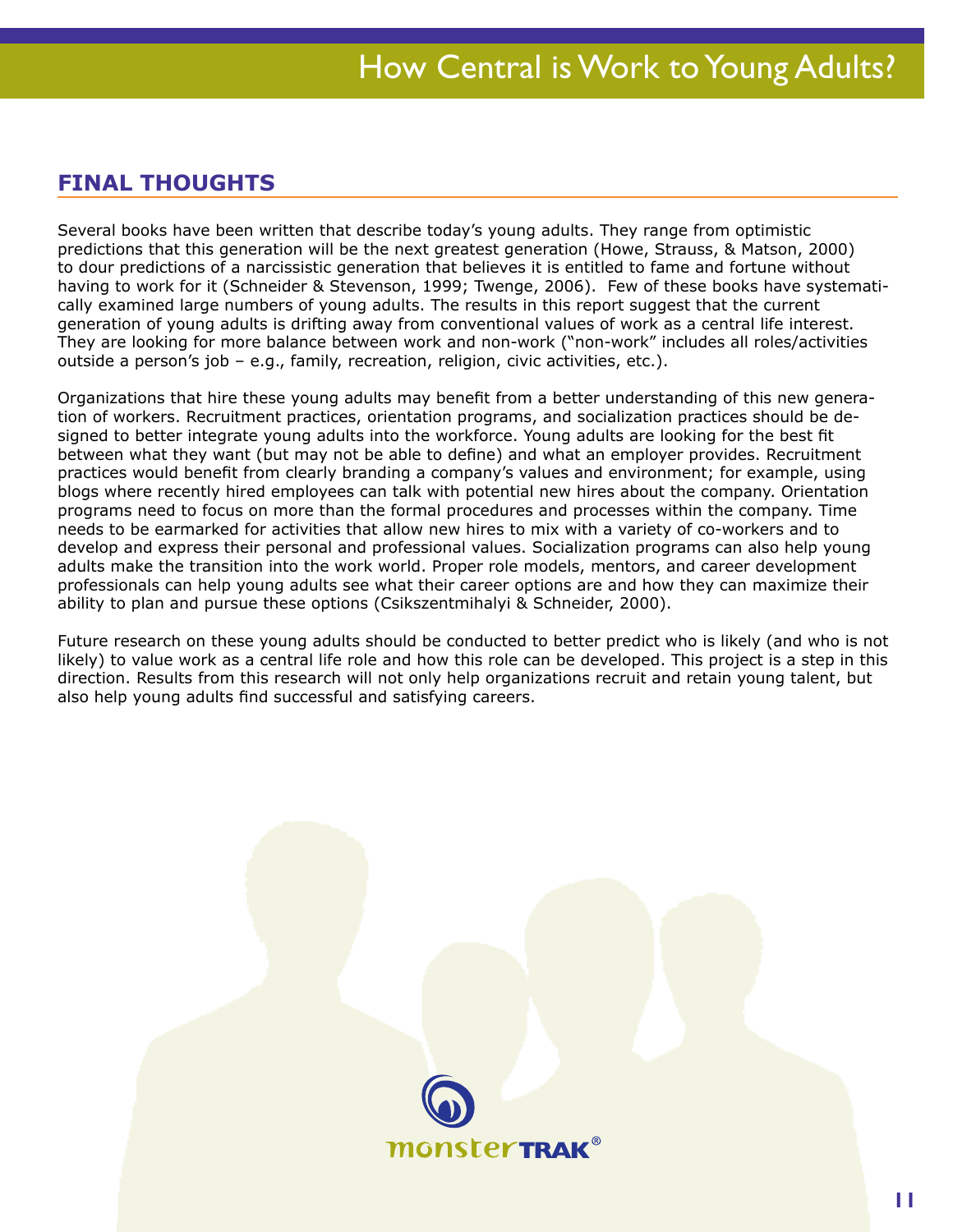## FINAL THOUGHTS

Several books have been written that describe today's young adults. They range from optimistic predictions that this generation will be the next greatest generation (Howe, Strauss, & Matson, 2000) to dour predictions of a narcissistic generation that believes it is entitled to fame and fortune without having to work for it (Schneider & Stevenson, 1999; Twenge, 2006). Few of these books have systematically examined large numbers of young adults. The results in this report suggest that the current generation of young adults is drifting away from conventional values of work as a central life interest. They are looking for more balance between work and non-work ("non-work" includes all roles/activities outside a person's job – e.g., family, recreation, religion, civic activities, etc.).

Organizations that hire these young adults may benefit from a better understanding of this new generation of workers. Recruitment practices, orientation programs, and socialization practices should be designed to better integrate young adults into the workforce. Young adults are looking for the best fit between what they want (but may not be able to define) and what an employer provides. Recruitment practices would benefit from clearly branding a company's values and environment; for example, using blogs where recently hired employees can talk with potential new hires about the company. Orientation programs need to focus on more than the formal procedures and processes within the company. Time needs to be earmarked for activities that allow new hires to mix with a variety of co-workers and to develop and express their personal and professional values. Socialization programs can also help young adults make the transition into the work world. Proper role models, mentors, and career development professionals can help young adults see what their career options are and how they can maximize their ability to plan and pursue these options (Csikszentmihalyi & Schneider, 2000).

Future research on these young adults should be conducted to better predict who is likely (and who is not likely) to value work as a central life role and how this role can be developed. This project is a step in this direction. Results from this research will not only help organizations recruit and retain young talent, but also help young adults find successful and satisfying careers.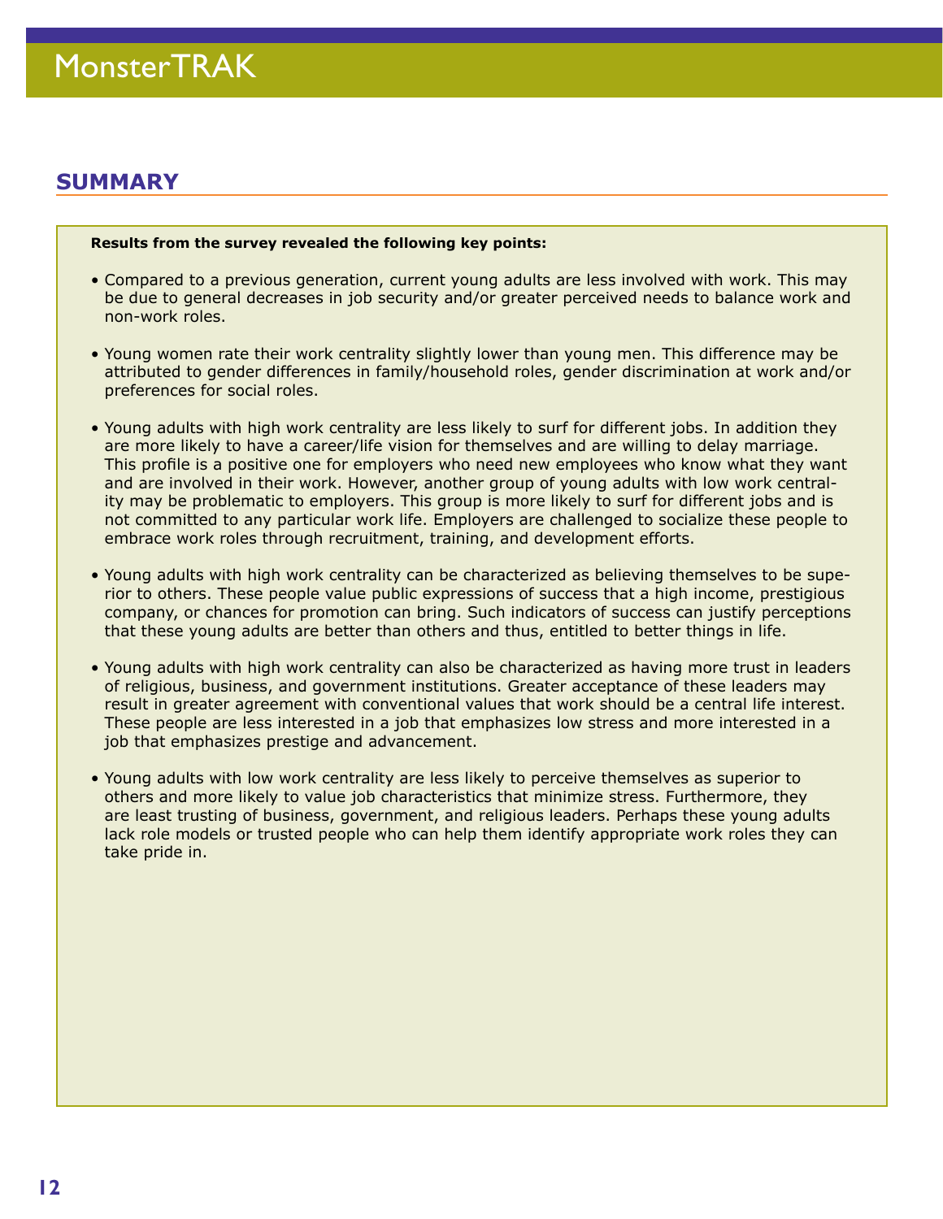## SUMMARY

**Results from the survey revealed the following key points:**

- Compared to a previous generation, current young adults are less involved with work. This may be due to general decreases in job security and/or greater perceived needs to balance work and non-work roles.

- Young women rate their work centrality slightly lower than young men. This difference may be attributed to gender differences in family/household roles, gender discrimination at work and/or preferences for social roles.

- Young adults with high work centrality are less likely to surf for different jobs. In addition they are more likely to have a career/life vision for themselves and are willing to delay marriage. This profile is a positive one for employers who need new employees who know what they want and are involved in their work. However, another group of young adults with low work centrality may be problematic to employers. This group is more likely to surf for different jobs and is not committed to any particular work life. Employers are challenged to socialize these people to embrace work roles through recruitment, training, and development efforts.

- Young adults with high work centrality can be characterized as believing themselves to be superior to others. These people value public expressions of success that a high income, prestigious company, or chances for promotion can bring. Such indicators of success can justify perceptions that these young adults are better than others and thus, entitled to better things in life.

- Young adults with high work centrality can also be characterized as having more trust in leaders of religious, business, and government institutions. Greater acceptance of these leaders may result in greater agreement with conventional values that work should be a central life interest. These people are less interested in a job that emphasizes low stress and more interested in a job that emphasizes prestige and advancement.

- Young adults with low work centrality are less likely to perceive themselves as superior to others and more likely to value job characteristics that minimize stress. Furthermore, they are least trusting of business, government, and religious leaders. Perhaps these young adults lack role models or trusted people who can help them identify appropriate work roles they can take pride in.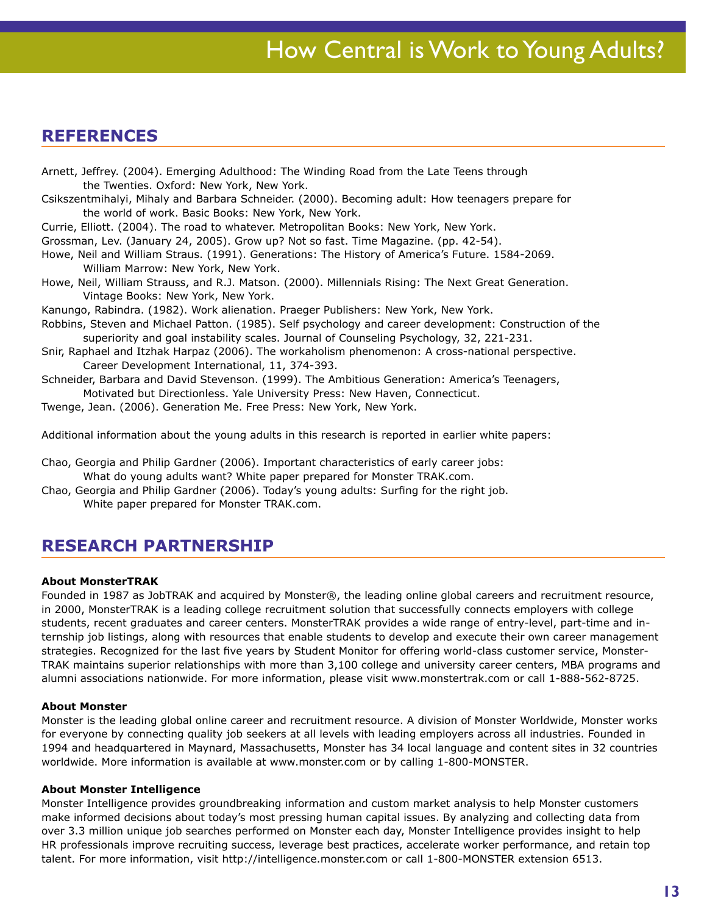## REFERENCES

Arnett, Jeffrey. (2004). Emerging Adulthood: The Winding Road from the Late Teens through the Twenties. Oxford: New York, New York.

Csikszentmihalyi, Mihaly and Barbara Schneider. (2000). Becoming adult: How teenagers prepare for the world of work. Basic Books: New York, New York.

Currie, Elliott. (2004). The road to whatever. Metropolitan Books: New York, New York.

Grossman, Lev. (January 24, 2005). Grow up? Not so fast. Time Magazine. (pp. 42-54).

Howe, Neil and William Straus. (1991). Generations: The History of America's Future. 1584-2069. William Marrow: New York, New York.

Howe, Neil, William Strauss, and R.J. Matson. (2000). Millennials Rising: The Next Great Generation. Vintage Books: New York, New York.

Kanungo, Rabindra. (1982). Work alienation. Praeger Publishers: New York, New York.

Robbins, Steven and Michael Patton. (1985). Self psychology and career development: Construction of the superiority and goal instability scales. Journal of Counseling Psychology, 32, 221-231.

Snir, Raphael and Itzhak Harpaz (2006). The workaholism phenomenon: A cross-national perspective. Career Development International, 11, 374-393.

Schneider, Barbara and David Stevenson. (1999). The Ambitious Generation: America's Teenagers, Motivated but Directionless. Yale University Press: New Haven, Connecticut.

Twenge, Jean. (2006). Generation Me. Free Press: New York, New York.

Additional information about the young adults in this research is reported in earlier white papers:

Chao, Georgia and Philip Gardner (2006). Important characteristics of early career jobs: What do young adults want? White paper prepared for Monster TRAK.com.

Chao, Georgia and Philip Gardner (2006). Today's young adults: Surfing for the right job. White paper prepared for Monster TRAK.com.

## RESEARCH PARTNERSHIP

**About MonsterTRAK**

Founded in 1987 as JobTRAK and acquired by Monster®, the leading online global careers and recruitment resource, in 2000, MonsterTRAK is a leading college recruitment solution that successfully connects employers with college students, recent graduates and career centers. MonsterTRAK provides a wide range of entry-level, part-time and internship job listings, along with resources that enable students to develop and execute their own career management strategies. Recognized for the last five years by Student Monitor for offering world-class customer service, MonsterTRAK maintains superior relationships with more than 3,100 college and university career centers, MBA programs and alumni associations nationwide. For more information, please visit www.monstertrak.com or call 1-888-562-8725.

**About Monster**

Monster is the leading global online career and recruitment resource. A division of Monster Worldwide, Monster works for everyone by connecting quality job seekers at all levels with leading employers across all industries. Founded in 1994 and headquartered in Maynard, Massachusetts, Monster has 34 local language and content sites in 32 countries worldwide. More information is available at www.monster.com or by calling 1-800-MONSTER.

**About Monster Intelligence**

Monster Intelligence provides groundbreaking information and custom market analysis to help Monster customers make informed decisions about today's most pressing human capital issues. By analyzing and collecting data from over 3.3 million unique job searches performed on Monster each day, Monster Intelligence provides insight to help HR professionals improve recruiting success, leverage best practices, accelerate worker performance, and retain top talent. For more information, visit http://intelligence.monster.com or call 1-800-MONSTER extension 6513.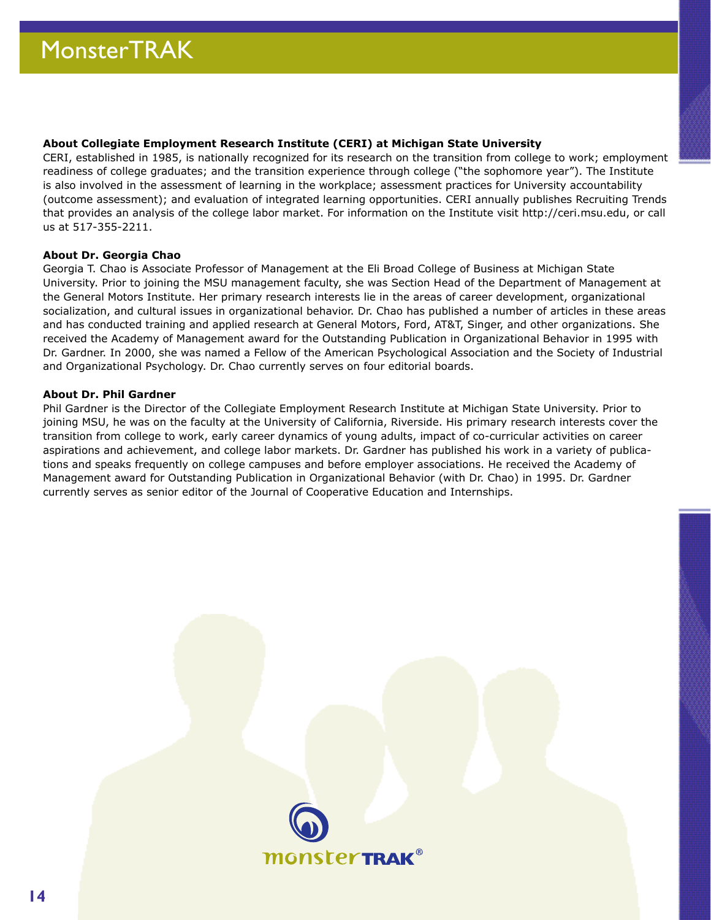### About Collegiate Employment Research Institute (CERI) at Michigan State University

CERI, established in 1985, is nationally recognized for its research on the transition from college to work; employment readiness of college graduates; and the transition experience through college ("the sophomore year"). The Institute is also involved in the assessment of learning in the workplace; assessment practices for University accountability (outcome assessment); and evaluation of integrated learning opportunities. CERI annually publishes Recruiting Trends that provides an analysis of the college labor market. For information on the Institute visit http://ceri.msu.edu, or call us at 517-355-2211.

### About Dr. Georgia Chao

Georgia T. Chao is Associate Professor of Management at the Eli Broad College of Business at Michigan State University. Prior to joining the MSU management faculty, she was Section Head of the Department of Management at the General Motors Institute. Her primary research interests lie in the areas of career development, organizational socialization, and cultural issues in organizational behavior. Dr. Chao has published a number of articles in these areas and has conducted training and applied research at General Motors, Ford, AT&T, Singer, and other organizations. She received the Academy of Management award for the Outstanding Publication in Organizational Behavior in 1995 with Dr. Gardner. In 2000, she was named a Fellow of the American Psychological Association and the Society of Industrial and Organizational Psychology. Dr. Chao currently serves on four editorial boards.

### About Dr. Phil Gardner

Phil Gardner is the Director of the Collegiate Employment Research Institute at Michigan State University. Prior to joining MSU, he was on the faculty at the University of California, Riverside. His primary research interests cover the transition from college to work, early career dynamics of young adults, impact of co-curricular activities on career aspirations and achievement, and college labor markets. Dr. Gardner has published his work in a variety of publications and speaks frequently on college campuses and before employer associations. He received the Academy of Management award for Outstanding Publication in Organizational Behavior (with Dr. Chao) in 1995. Dr. Gardner currently serves as senior editor of the Journal of Cooperative Education and Internships.

monsterTRAK®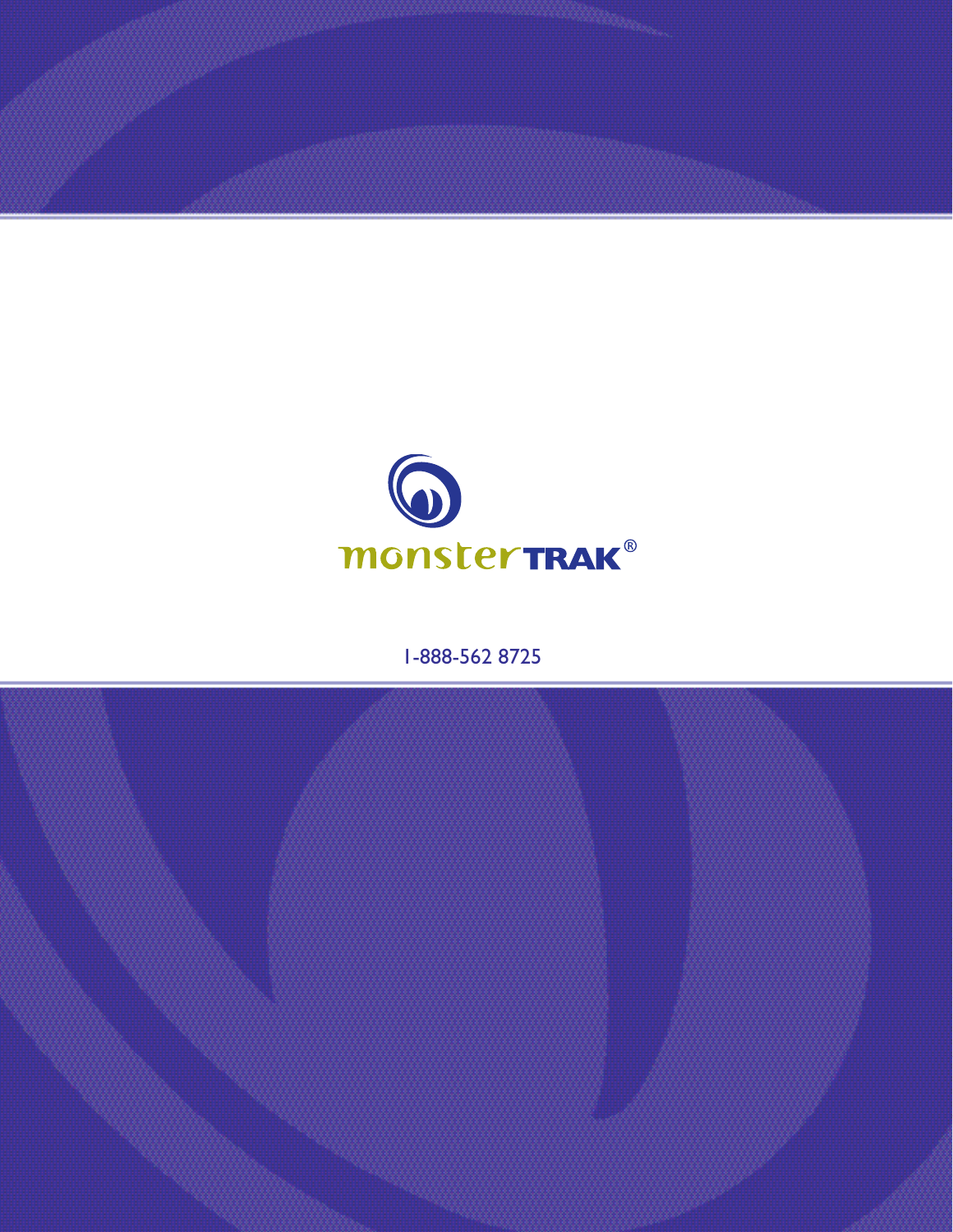monsterTRAK®

1-888-562 8725